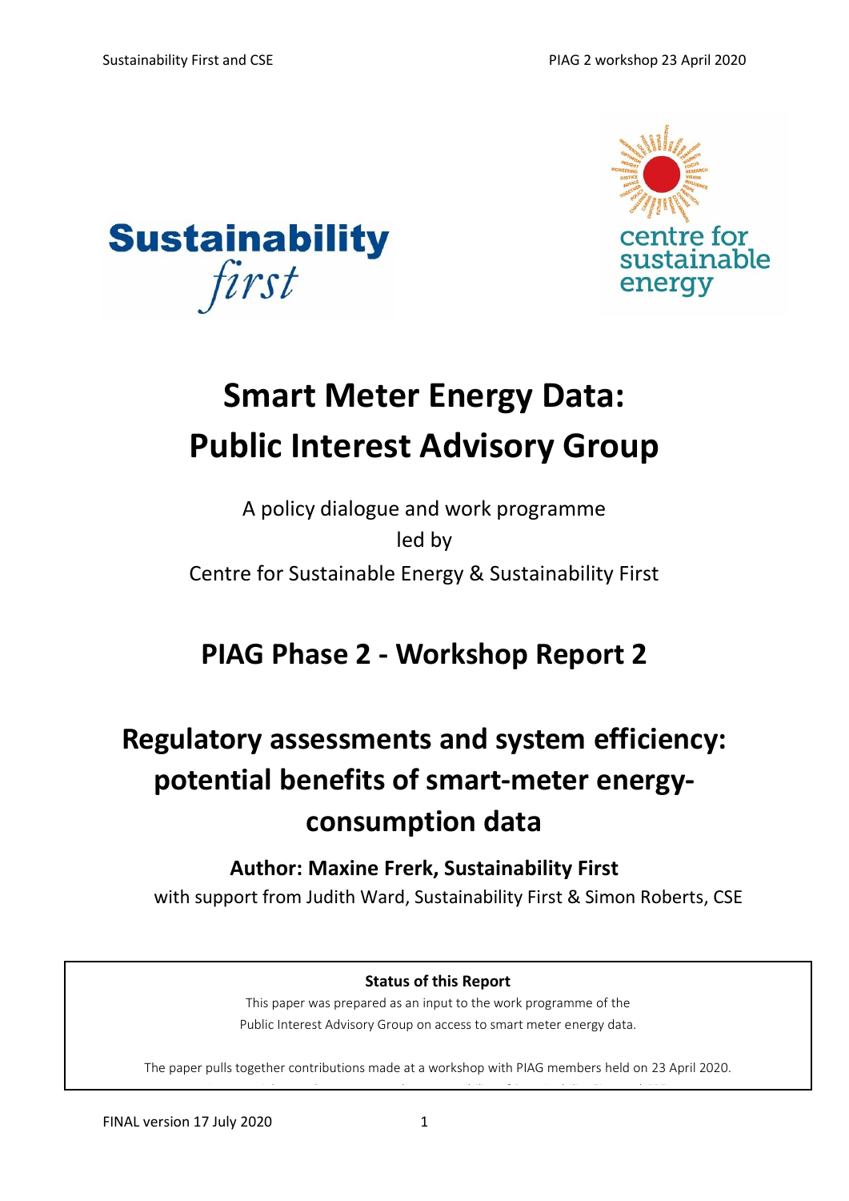# Smart Meter Energy Data: Public Interest Advisory Group

A policy dialogue and work programme led by Centre for Sustainable Energy & Sustainability First

## PIAG Phase 2 - Workshop Report 2

## Regulatory assessments and system efficiency: potential benefits of smart-meter energy-consumption data

**Author: Maxine Frerk, Sustainability First**

with support from Judith Ward, Sustainability First & Simon Roberts, CSE

**Status of this Report**

This paper was prepared as an input to the work programme of the Public Interest Advisory Group on access to smart meter energy data.

The paper pulls together contributions made at a workshop with PIAG members held on 23 April 2020.

FINAL version 17 July 2020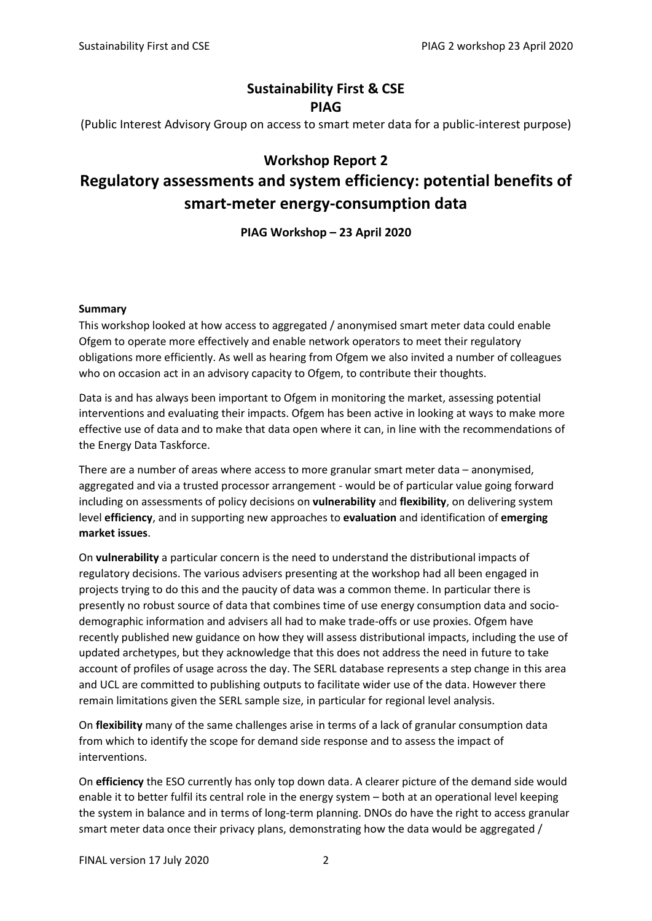**Sustainability First & CSE**
**PIAG**

(Public Interest Advisory Group on access to smart meter data for a public-interest purpose)

## Workshop Report 2

# Regulatory assessments and system efficiency: potential benefits of smart-meter energy-consumption data

**PIAG Workshop – 23 April 2020**

**Summary**

This workshop looked at how access to aggregated / anonymised smart meter data could enable Ofgem to operate more effectively and enable network operators to meet their regulatory obligations more efficiently. As well as hearing from Ofgem we also invited a number of colleagues who on occasion act in an advisory capacity to Ofgem, to contribute their thoughts.

Data is and has always been important to Ofgem in monitoring the market, assessing potential interventions and evaluating their impacts. Ofgem has been active in looking at ways to make more effective use of data and to make that data open where it can, in line with the recommendations of the Energy Data Taskforce.

There are a number of areas where access to more granular smart meter data – anonymised, aggregated and via a trusted processor arrangement - would be of particular value going forward including on assessments of policy decisions on **vulnerability** and **flexibility**, on delivering system level **efficiency**, and in supporting new approaches to **evaluation** and identification of **emerging market issues**.

On **vulnerability** a particular concern is the need to understand the distributional impacts of regulatory decisions. The various advisers presenting at the workshop had all been engaged in projects trying to do this and the paucity of data was a common theme. In particular there is presently no robust source of data that combines time of use energy consumption data and socio-demographic information and advisers all had to make trade-offs or use proxies. Ofgem have recently published new guidance on how they will assess distributional impacts, including the use of updated archetypes, but they acknowledge that this does not address the need in future to take account of profiles of usage across the day. The SERL database represents a step change in this area and UCL are committed to publishing outputs to facilitate wider use of the data. However there remain limitations given the SERL sample size, in particular for regional level analysis.

On **flexibility** many of the same challenges arise in terms of a lack of granular consumption data from which to identify the scope for demand side response and to assess the impact of interventions.

On **efficiency** the ESO currently has only top down data. A clearer picture of the demand side would enable it to better fulfil its central role in the energy system – both at an operational level keeping the system in balance and in terms of long-term planning. DNOs do have the right to access granular smart meter data once their privacy plans, demonstrating how the data would be aggregated /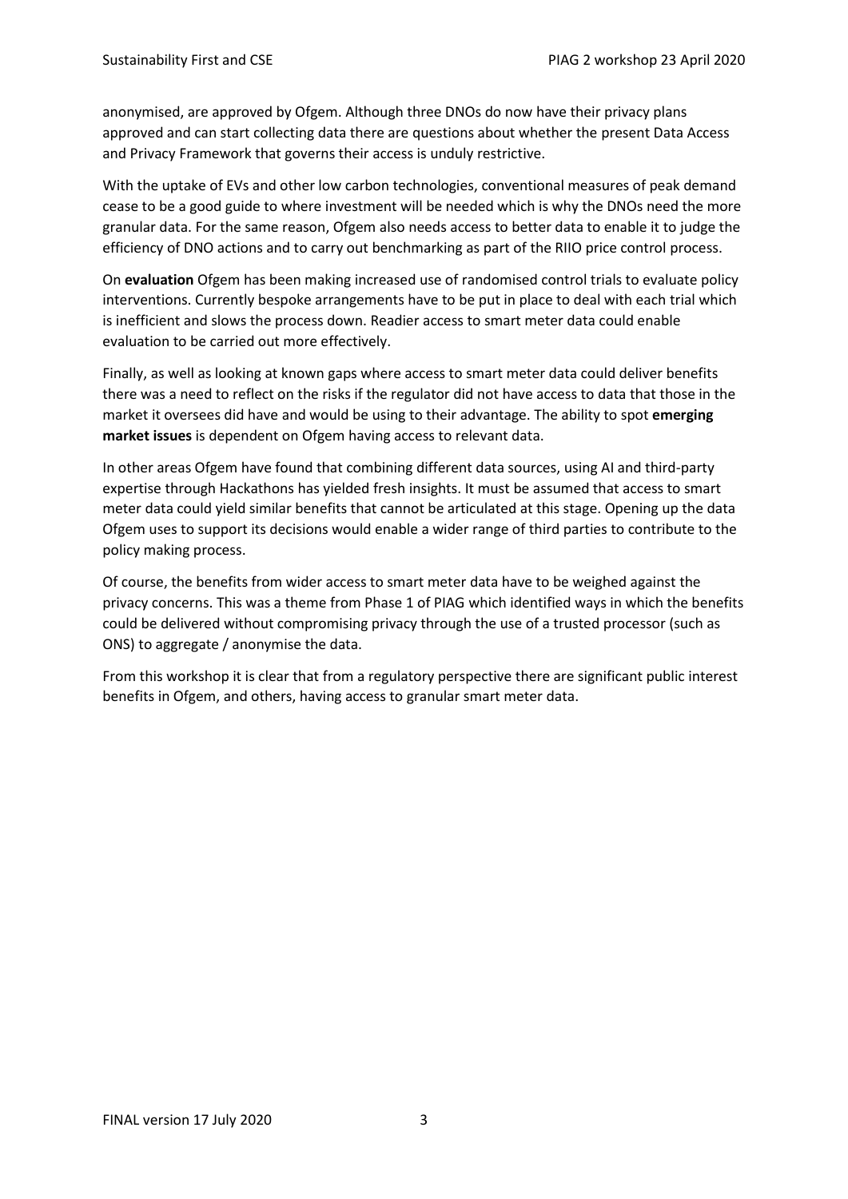anonymised, are approved by Ofgem. Although three DNOs do now have their privacy plans approved and can start collecting data there are questions about whether the present Data Access and Privacy Framework that governs their access is unduly restrictive.

With the uptake of EVs and other low carbon technologies, conventional measures of peak demand cease to be a good guide to where investment will be needed which is why the DNOs need the more granular data. For the same reason, Ofgem also needs access to better data to enable it to judge the efficiency of DNO actions and to carry out benchmarking as part of the RIIO price control process.

On **evaluation** Ofgem has been making increased use of randomised control trials to evaluate policy interventions. Currently bespoke arrangements have to be put in place to deal with each trial which is inefficient and slows the process down. Readier access to smart meter data could enable evaluation to be carried out more effectively.

Finally, as well as looking at known gaps where access to smart meter data could deliver benefits there was a need to reflect on the risks if the regulator did not have access to data that those in the market it oversees did have and would be using to their advantage. The ability to spot **emerging market issues** is dependent on Ofgem having access to relevant data.

In other areas Ofgem have found that combining different data sources, using AI and third-party expertise through Hackathons has yielded fresh insights. It must be assumed that access to smart meter data could yield similar benefits that cannot be articulated at this stage. Opening up the data Ofgem uses to support its decisions would enable a wider range of third parties to contribute to the policy making process.

Of course, the benefits from wider access to smart meter data have to be weighed against the privacy concerns. This was a theme from Phase 1 of PIAG which identified ways in which the benefits could be delivered without compromising privacy through the use of a trusted processor (such as ONS) to aggregate / anonymise the data.

From this workshop it is clear that from a regulatory perspective there are significant public interest benefits in Ofgem, and others, having access to granular smart meter data.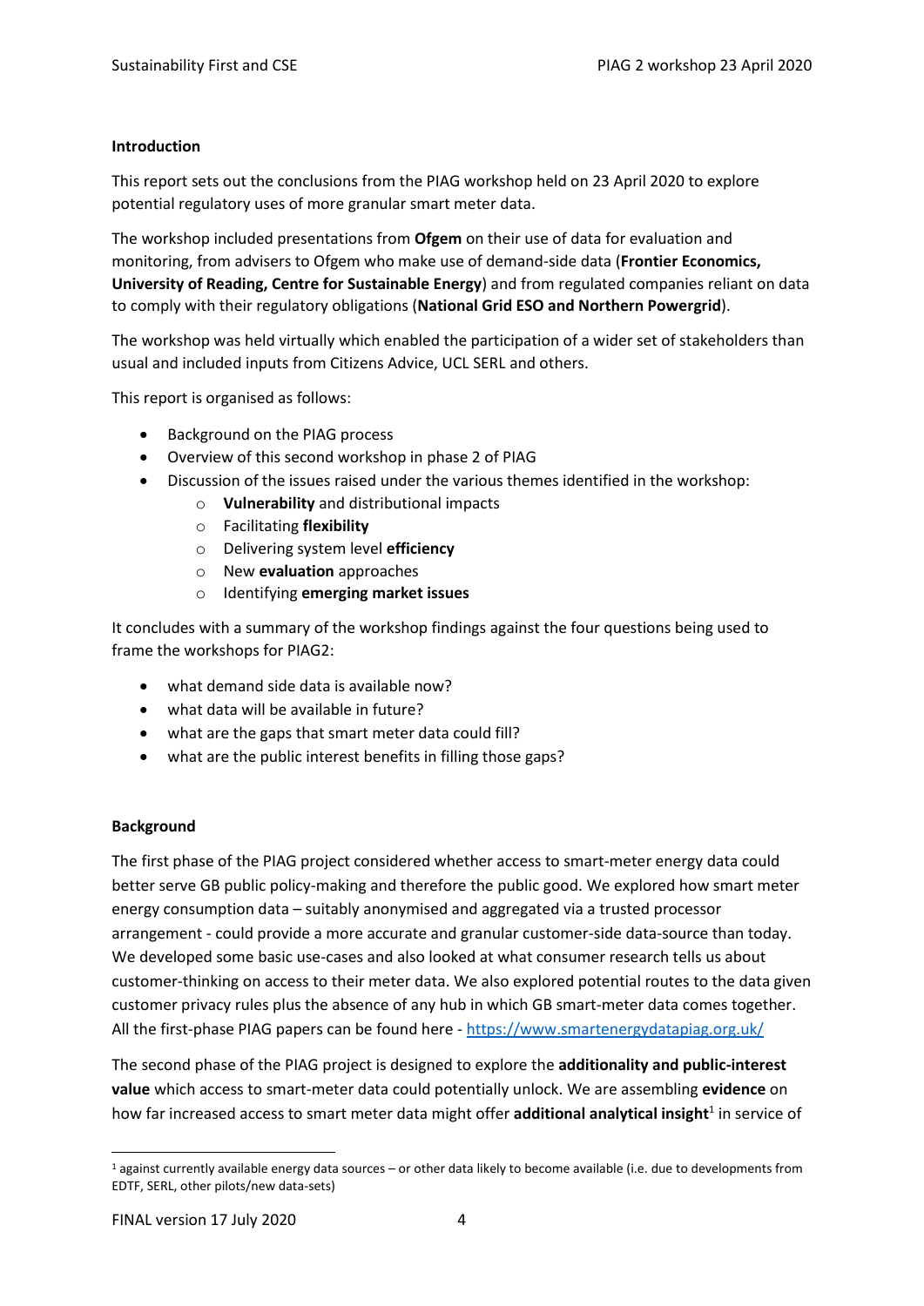**Introduction**

This report sets out the conclusions from the PIAG workshop held on 23 April 2020 to explore potential regulatory uses of more granular smart meter data.

The workshop included presentations from **Ofgem** on their use of data for evaluation and monitoring, from advisers to Ofgem who make use of demand-side data (**Frontier Economics, University of Reading, Centre for Sustainable Energy**) and from regulated companies reliant on data to comply with their regulatory obligations (**National Grid ESO and Northern Powergrid**).

The workshop was held virtually which enabled the participation of a wider set of stakeholders than usual and included inputs from Citizens Advice, UCL SERL and others.

This report is organised as follows:

- Background on the PIAG process
- Overview of this second workshop in phase 2 of PIAG
- Discussion of the issues raised under the various themes identified in the workshop:
  - **Vulnerability** and distributional impacts
  - Facilitating **flexibility**
  - Delivering system level **efficiency**
  - New **evaluation** approaches
  - Identifying **emerging market issues**

It concludes with a summary of the workshop findings against the four questions being used to frame the workshops for PIAG2:

- what demand side data is available now?
- what data will be available in future?
- what are the gaps that smart meter data could fill?
- what are the public interest benefits in filling those gaps?

**Background**

The first phase of the PIAG project considered whether access to smart-meter energy data could better serve GB public policy-making and therefore the public good. We explored how smart meter energy consumption data – suitably anonymised and aggregated via a trusted processor arrangement - could provide a more accurate and granular customer-side data-source than today. We developed some basic use-cases and also looked at what consumer research tells us about customer-thinking on access to their meter data. We also explored potential routes to the data given customer privacy rules plus the absence of any hub in which GB smart-meter data comes together. All the first-phase PIAG papers can be found here - https://www.smartenergydatapiag.org.uk/

The second phase of the PIAG project is designed to explore the **additionality and public-interest value** which access to smart-meter data could potentially unlock. We are assembling **evidence** on how far increased access to smart meter data might offer **additional analytical insight**[1] in service of

[1] against currently available energy data sources – or other data likely to become available (i.e. due to developments from EDTF, SERL, other pilots/new data-sets)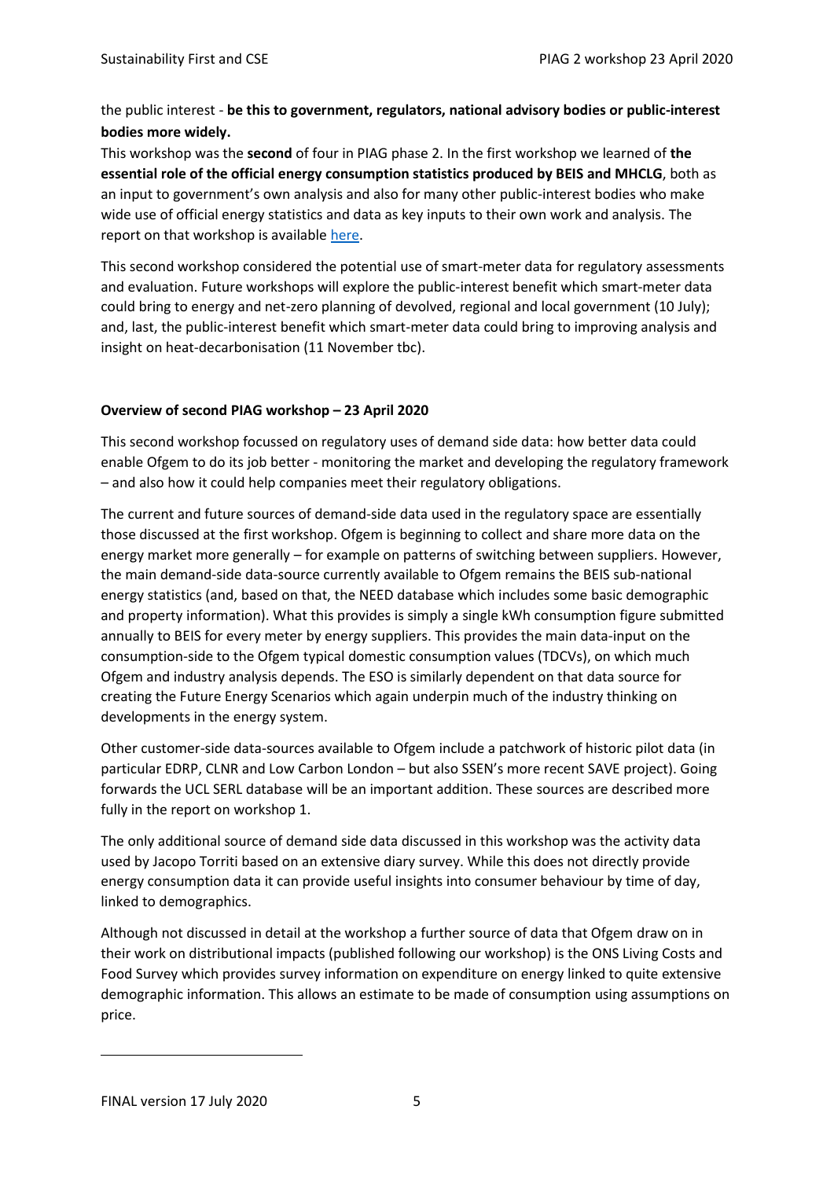the public interest - **be this to government, regulators, national advisory bodies or public-interest bodies more widely.**

This workshop was the **second** of four in PIAG phase 2. In the first workshop we learned of **the essential role of the official energy consumption statistics produced by BEIS and MHCLG**, both as an input to government's own analysis and also for many other public-interest bodies who make wide use of official energy statistics and data as key inputs to their own work and analysis. The report on that workshop is available here.

This second workshop considered the potential use of smart-meter data for regulatory assessments and evaluation. Future workshops will explore the public-interest benefit which smart-meter data could bring to energy and net-zero planning of devolved, regional and local government (10 July); and, last, the public-interest benefit which smart-meter data could bring to improving analysis and insight on heat-decarbonisation (11 November tbc).

**Overview of second PIAG workshop – 23 April 2020**

This second workshop focussed on regulatory uses of demand side data: how better data could enable Ofgem to do its job better - monitoring the market and developing the regulatory framework – and also how it could help companies meet their regulatory obligations.

The current and future sources of demand-side data used in the regulatory space are essentially those discussed at the first workshop. Ofgem is beginning to collect and share more data on the energy market more generally – for example on patterns of switching between suppliers. However, the main demand-side data-source currently available to Ofgem remains the BEIS sub-national energy statistics (and, based on that, the NEED database which includes some basic demographic and property information). What this provides is simply a single kWh consumption figure submitted annually to BEIS for every meter by energy suppliers. This provides the main data-input on the consumption-side to the Ofgem typical domestic consumption values (TDCVs), on which much Ofgem and industry analysis depends. The ESO is similarly dependent on that data source for creating the Future Energy Scenarios which again underpin much of the industry thinking on developments in the energy system.

Other customer-side data-sources available to Ofgem include a patchwork of historic pilot data (in particular EDRP, CLNR and Low Carbon London – but also SSEN's more recent SAVE project). Going forwards the UCL SERL database will be an important addition. These sources are described more fully in the report on workshop 1.

The only additional source of demand side data discussed in this workshop was the activity data used by Jacopo Torriti based on an extensive diary survey. While this does not directly provide energy consumption data it can provide useful insights into consumer behaviour by time of day, linked to demographics.

Although not discussed in detail at the workshop a further source of data that Ofgem draw on in their work on distributional impacts (published following our workshop) is the ONS Living Costs and Food Survey which provides survey information on expenditure on energy linked to quite extensive demographic information. This allows an estimate to be made of consumption using assumptions on price.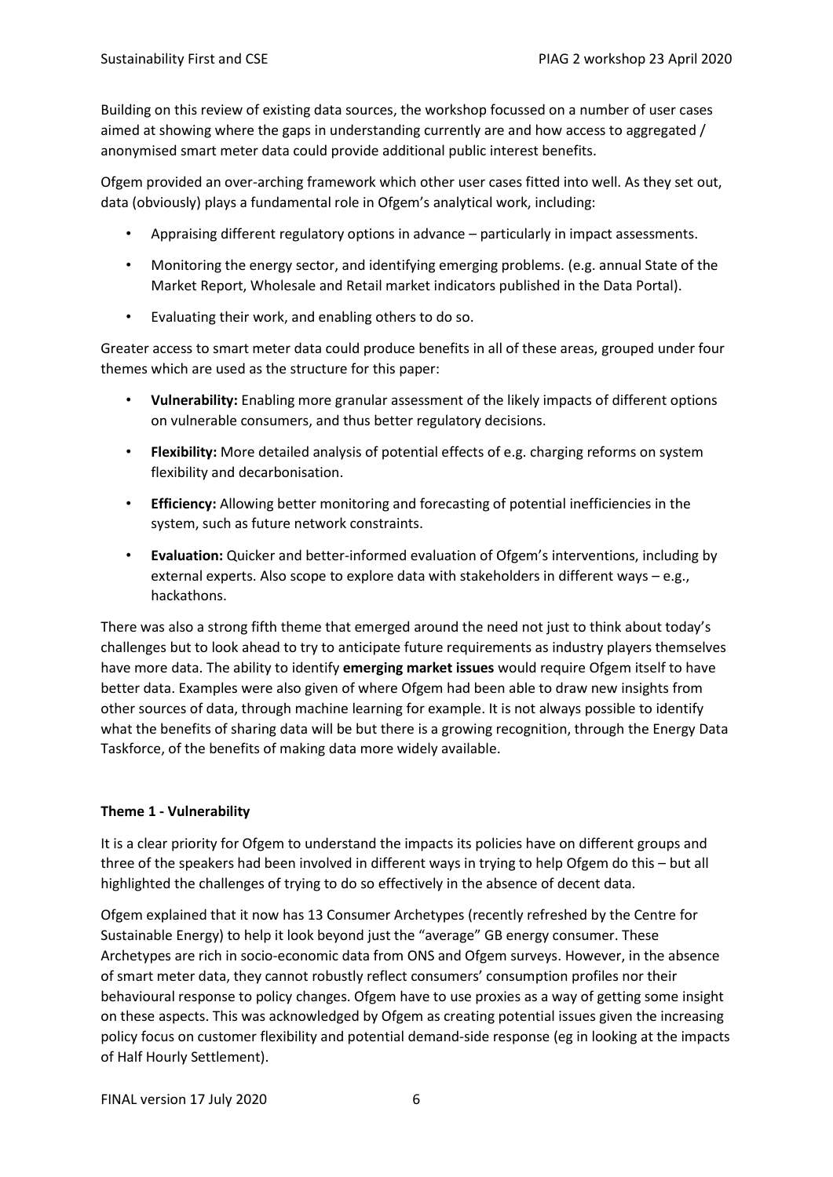Building on this review of existing data sources, the workshop focussed on a number of user cases aimed at showing where the gaps in understanding currently are and how access to aggregated / anonymised smart meter data could provide additional public interest benefits.

Ofgem provided an over-arching framework which other user cases fitted into well. As they set out, data (obviously) plays a fundamental role in Ofgem's analytical work, including:

- Appraising different regulatory options in advance – particularly in impact assessments.
- Monitoring the energy sector, and identifying emerging problems. (e.g. annual State of the Market Report, Wholesale and Retail market indicators published in the Data Portal).
- Evaluating their work, and enabling others to do so.

Greater access to smart meter data could produce benefits in all of these areas, grouped under four themes which are used as the structure for this paper:

- **Vulnerability:** Enabling more granular assessment of the likely impacts of different options on vulnerable consumers, and thus better regulatory decisions.
- **Flexibility:** More detailed analysis of potential effects of e.g. charging reforms on system flexibility and decarbonisation.
- **Efficiency:** Allowing better monitoring and forecasting of potential inefficiencies in the system, such as future network constraints.
- **Evaluation:** Quicker and better-informed evaluation of Ofgem's interventions, including by external experts. Also scope to explore data with stakeholders in different ways – e.g., hackathons.

There was also a strong fifth theme that emerged around the need not just to think about today's challenges but to look ahead to try to anticipate future requirements as industry players themselves have more data. The ability to identify **emerging market issues** would require Ofgem itself to have better data. Examples were also given of where Ofgem had been able to draw new insights from other sources of data, through machine learning for example. It is not always possible to identify what the benefits of sharing data will be but there is a growing recognition, through the Energy Data Taskforce, of the benefits of making data more widely available.

**Theme 1 - Vulnerability**

It is a clear priority for Ofgem to understand the impacts its policies have on different groups and three of the speakers had been involved in different ways in trying to help Ofgem do this – but all highlighted the challenges of trying to do so effectively in the absence of decent data.

Ofgem explained that it now has 13 Consumer Archetypes (recently refreshed by the Centre for Sustainable Energy) to help it look beyond just the "average" GB energy consumer. These Archetypes are rich in socio-economic data from ONS and Ofgem surveys. However, in the absence of smart meter data, they cannot robustly reflect consumers' consumption profiles nor their behavioural response to policy changes. Ofgem have to use proxies as a way of getting some insight on these aspects. This was acknowledged by Ofgem as creating potential issues given the increasing policy focus on customer flexibility and potential demand-side response (eg in looking at the impacts of Half Hourly Settlement).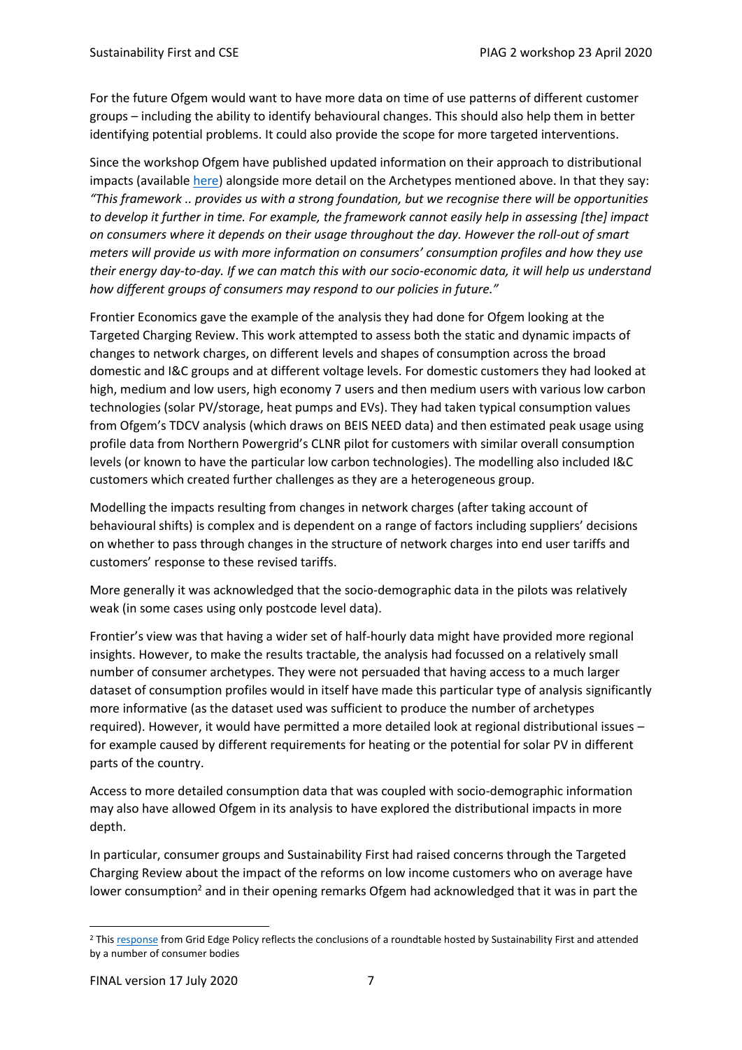For the future Ofgem would want to have more data on time of use patterns of different customer groups – including the ability to identify behavioural changes. This should also help them in better identifying potential problems. It could also provide the scope for more targeted interventions.

Since the workshop Ofgem have published updated information on their approach to distributional impacts (available here) alongside more detail on the Archetypes mentioned above. In that they say: *"This framework .. provides us with a strong foundation, but we recognise there will be opportunities to develop it further in time. For example, the framework cannot easily help in assessing [the] impact on consumers where it depends on their usage throughout the day. However the roll-out of smart meters will provide us with more information on consumers' consumption profiles and how they use their energy day-to-day. If we can match this with our socio-economic data, it will help us understand how different groups of consumers may respond to our policies in future."*

Frontier Economics gave the example of the analysis they had done for Ofgem looking at the Targeted Charging Review. This work attempted to assess both the static and dynamic impacts of changes to network charges, on different levels and shapes of consumption across the broad domestic and I&C groups and at different voltage levels. For domestic customers they had looked at high, medium and low users, high economy 7 users and then medium users with various low carbon technologies (solar PV/storage, heat pumps and EVs). They had taken typical consumption values from Ofgem's TDCV analysis (which draws on BEIS NEED data) and then estimated peak usage using profile data from Northern Powergrid's CLNR pilot for customers with similar overall consumption levels (or known to have the particular low carbon technologies). The modelling also included I&C customers which created further challenges as they are a heterogeneous group.

Modelling the impacts resulting from changes in network charges (after taking account of behavioural shifts) is complex and is dependent on a range of factors including suppliers' decisions on whether to pass through changes in the structure of network charges into end user tariffs and customers' response to these revised tariffs.

More generally it was acknowledged that the socio-demographic data in the pilots was relatively weak (in some cases using only postcode level data).

Frontier's view was that having a wider set of half-hourly data might have provided more regional insights. However, to make the results tractable, the analysis had focussed on a relatively small number of consumer archetypes. They were not persuaded that having access to a much larger dataset of consumption profiles would in itself have made this particular type of analysis significantly more informative (as the dataset used was sufficient to produce the number of archetypes required). However, it would have permitted a more detailed look at regional distributional issues – for example caused by different requirements for heating or the potential for solar PV in different parts of the country.

Access to more detailed consumption data that was coupled with socio-demographic information may also have allowed Ofgem in its analysis to have explored the distributional impacts in more depth.

In particular, consumer groups and Sustainability First had raised concerns through the Targeted Charging Review about the impact of the reforms on low income customers who on average have lower consumption[2] and in their opening remarks Ofgem had acknowledged that it was in part the

[2] This response from Grid Edge Policy reflects the conclusions of a roundtable hosted by Sustainability First and attended by a number of consumer bodies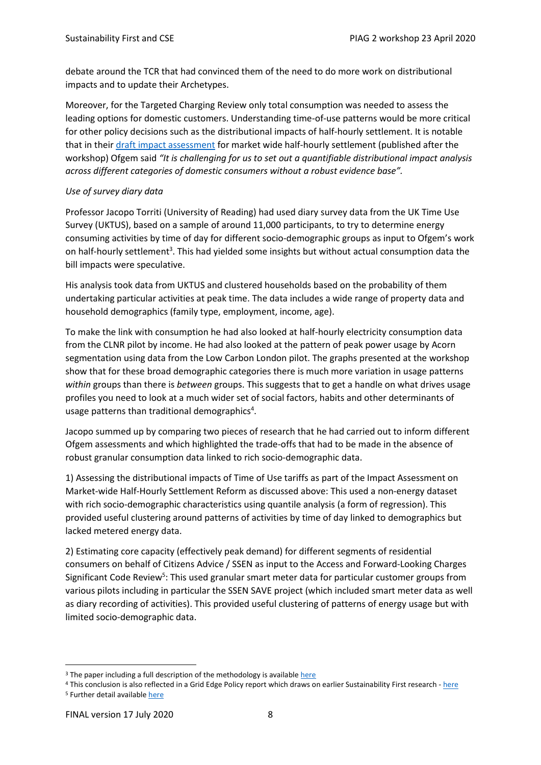debate around the TCR that had convinced them of the need to do more work on distributional impacts and to update their Archetypes.

Moreover, for the Targeted Charging Review only total consumption was needed to assess the leading options for domestic customers. Understanding time-of-use patterns would be more critical for other policy decisions such as the distributional impacts of half-hourly settlement. It is notable that in their draft impact assessment for market wide half-hourly settlement (published after the workshop) Ofgem said *"It is challenging for us to set out a quantifiable distributional impact analysis across different categories of domestic consumers without a robust evidence base"*.

*Use of survey diary data*

Professor Jacopo Torriti (University of Reading) had used diary survey data from the UK Time Use Survey (UKTUS), based on a sample of around 11,000 participants, to try to determine energy consuming activities by time of day for different socio-demographic groups as input to Ofgem's work on half-hourly settlement[3]. This had yielded some insights but without actual consumption data the bill impacts were speculative.

His analysis took data from UKTUS and clustered households based on the probability of them undertaking particular activities at peak time. The data includes a wide range of property data and household demographics (family type, employment, income, age).

To make the link with consumption he had also looked at half-hourly electricity consumption data from the CLNR pilot by income. He had also looked at the pattern of peak power usage by Acorn segmentation using data from the Low Carbon London pilot. The graphs presented at the workshop show that for these broad demographic categories there is much more variation in usage patterns *within* groups than there is *between* groups. This suggests that to get a handle on what drives usage profiles you need to look at a much wider set of social factors, habits and other determinants of usage patterns than traditional demographics[4].

Jacopo summed up by comparing two pieces of research that he had carried out to inform different Ofgem assessments and which highlighted the trade-offs that had to be made in the absence of robust granular consumption data linked to rich socio-demographic data.

1) Assessing the distributional impacts of Time of Use tariffs as part of the Impact Assessment on Market-wide Half-Hourly Settlement Reform as discussed above: This used a non-energy dataset with rich socio-demographic characteristics using quantile analysis (a form of regression). This provided useful clustering around patterns of activities by time of day linked to demographics but lacked metered energy data.

2) Estimating core capacity (effectively peak demand) for different segments of residential consumers on behalf of Citizens Advice / SSEN as input to the Access and Forward-Looking Charges Significant Code Review[5]: This used granular smart meter data for particular customer groups from various pilots including in particular the SSEN SAVE project (which included smart meter data as well as diary recording of activities). This provided useful clustering of patterns of energy usage but with limited socio-demographic data.

---

[3] The paper including a full description of the methodology is available here

[4] This conclusion is also reflected in a Grid Edge Policy report which draws on earlier Sustainability First research - here

[5] Further detail available here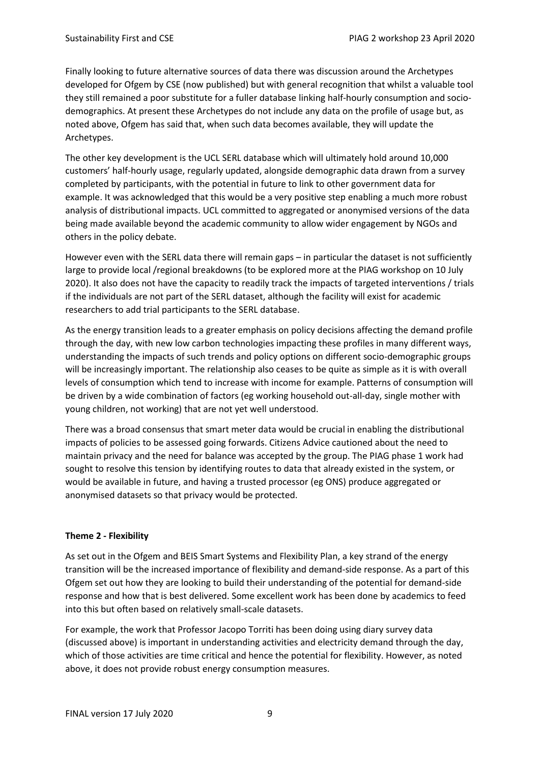Finally looking to future alternative sources of data there was discussion around the Archetypes developed for Ofgem by CSE (now published) but with general recognition that whilst a valuable tool they still remained a poor substitute for a fuller database linking half-hourly consumption and socio-demographics. At present these Archetypes do not include any data on the profile of usage but, as noted above, Ofgem has said that, when such data becomes available, they will update the Archetypes.

The other key development is the UCL SERL database which will ultimately hold around 10,000 customers' half-hourly usage, regularly updated, alongside demographic data drawn from a survey completed by participants, with the potential in future to link to other government data for example. It was acknowledged that this would be a very positive step enabling a much more robust analysis of distributional impacts. UCL committed to aggregated or anonymised versions of the data being made available beyond the academic community to allow wider engagement by NGOs and others in the policy debate.

However even with the SERL data there will remain gaps – in particular the dataset is not sufficiently large to provide local /regional breakdowns (to be explored more at the PIAG workshop on 10 July 2020). It also does not have the capacity to readily track the impacts of targeted interventions / trials if the individuals are not part of the SERL dataset, although the facility will exist for academic researchers to add trial participants to the SERL database.

As the energy transition leads to a greater emphasis on policy decisions affecting the demand profile through the day, with new low carbon technologies impacting these profiles in many different ways, understanding the impacts of such trends and policy options on different socio-demographic groups will be increasingly important. The relationship also ceases to be quite as simple as it is with overall levels of consumption which tend to increase with income for example. Patterns of consumption will be driven by a wide combination of factors (eg working household out-all-day, single mother with young children, not working) that are not yet well understood.

There was a broad consensus that smart meter data would be crucial in enabling the distributional impacts of policies to be assessed going forwards. Citizens Advice cautioned about the need to maintain privacy and the need for balance was accepted by the group. The PIAG phase 1 work had sought to resolve this tension by identifying routes to data that already existed in the system, or would be available in future, and having a trusted processor (eg ONS) produce aggregated or anonymised datasets so that privacy would be protected.

**Theme 2 - Flexibility**

As set out in the Ofgem and BEIS Smart Systems and Flexibility Plan, a key strand of the energy transition will be the increased importance of flexibility and demand-side response. As a part of this Ofgem set out how they are looking to build their understanding of the potential for demand-side response and how that is best delivered. Some excellent work has been done by academics to feed into this but often based on relatively small-scale datasets.

For example, the work that Professor Jacopo Torriti has been doing using diary survey data (discussed above) is important in understanding activities and electricity demand through the day, which of those activities are time critical and hence the potential for flexibility. However, as noted above, it does not provide robust energy consumption measures.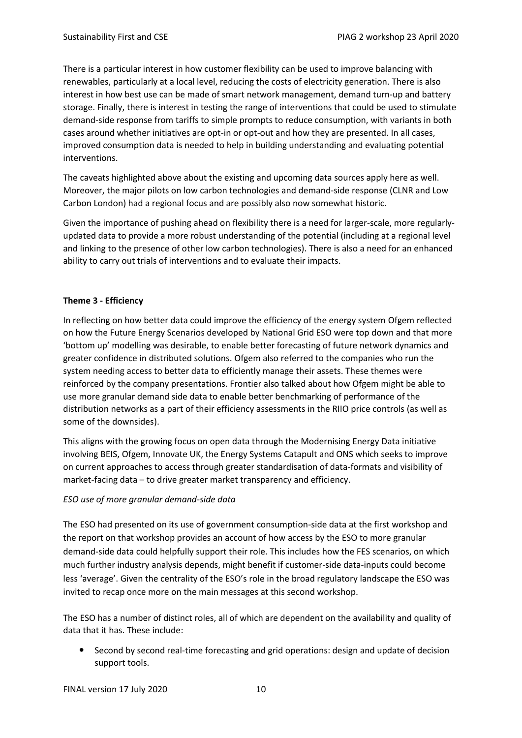There is a particular interest in how customer flexibility can be used to improve balancing with renewables, particularly at a local level, reducing the costs of electricity generation. There is also interest in how best use can be made of smart network management, demand turn-up and battery storage. Finally, there is interest in testing the range of interventions that could be used to stimulate demand-side response from tariffs to simple prompts to reduce consumption, with variants in both cases around whether initiatives are opt-in or opt-out and how they are presented. In all cases, improved consumption data is needed to help in building understanding and evaluating potential interventions.

The caveats highlighted above about the existing and upcoming data sources apply here as well. Moreover, the major pilots on low carbon technologies and demand-side response (CLNR and Low Carbon London) had a regional focus and are possibly also now somewhat historic.

Given the importance of pushing ahead on flexibility there is a need for larger-scale, more regularly-updated data to provide a more robust understanding of the potential (including at a regional level and linking to the presence of other low carbon technologies). There is also a need for an enhanced ability to carry out trials of interventions and to evaluate their impacts.

**Theme 3 - Efficiency**

In reflecting on how better data could improve the efficiency of the energy system Ofgem reflected on how the Future Energy Scenarios developed by National Grid ESO were top down and that more 'bottom up' modelling was desirable, to enable better forecasting of future network dynamics and greater confidence in distributed solutions. Ofgem also referred to the companies who run the system needing access to better data to efficiently manage their assets. These themes were reinforced by the company presentations. Frontier also talked about how Ofgem might be able to use more granular demand side data to enable better benchmarking of performance of the distribution networks as a part of their efficiency assessments in the RIIO price controls (as well as some of the downsides).

This aligns with the growing focus on open data through the Modernising Energy Data initiative involving BEIS, Ofgem, Innovate UK, the Energy Systems Catapult and ONS which seeks to improve on current approaches to access through greater standardisation of data-formats and visibility of market-facing data – to drive greater market transparency and efficiency.

*ESO use of more granular demand-side data*

The ESO had presented on its use of government consumption-side data at the first workshop and the report on that workshop provides an account of how access by the ESO to more granular demand-side data could helpfully support their role. This includes how the FES scenarios, on which much further industry analysis depends, might benefit if customer-side data-inputs could become less 'average'. Given the centrality of the ESO's role in the broad regulatory landscape the ESO was invited to recap once more on the main messages at this second workshop.

The ESO has a number of distinct roles, all of which are dependent on the availability and quality of data that it has. These include:

- Second by second real-time forecasting and grid operations: design and update of decision support tools.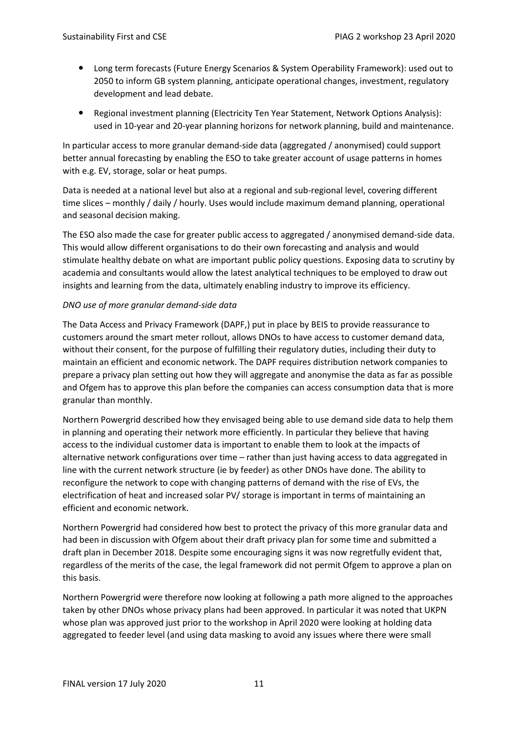- Long term forecasts (Future Energy Scenarios & System Operability Framework): used out to 2050 to inform GB system planning, anticipate operational changes, investment, regulatory development and lead debate.
- Regional investment planning (Electricity Ten Year Statement, Network Options Analysis): used in 10-year and 20-year planning horizons for network planning, build and maintenance.

In particular access to more granular demand-side data (aggregated / anonymised) could support better annual forecasting by enabling the ESO to take greater account of usage patterns in homes with e.g. EV, storage, solar or heat pumps.

Data is needed at a national level but also at a regional and sub-regional level, covering different time slices – monthly / daily / hourly. Uses would include maximum demand planning, operational and seasonal decision making.

The ESO also made the case for greater public access to aggregated / anonymised demand-side data. This would allow different organisations to do their own forecasting and analysis and would stimulate healthy debate on what are important public policy questions. Exposing data to scrutiny by academia and consultants would allow the latest analytical techniques to be employed to draw out insights and learning from the data, ultimately enabling industry to improve its efficiency.

*DNO use of more granular demand-side data*

The Data Access and Privacy Framework (DAPF,) put in place by BEIS to provide reassurance to customers around the smart meter rollout, allows DNOs to have access to customer demand data, without their consent, for the purpose of fulfilling their regulatory duties, including their duty to maintain an efficient and economic network. The DAPF requires distribution network companies to prepare a privacy plan setting out how they will aggregate and anonymise the data as far as possible and Ofgem has to approve this plan before the companies can access consumption data that is more granular than monthly.

Northern Powergrid described how they envisaged being able to use demand side data to help them in planning and operating their network more efficiently. In particular they believe that having access to the individual customer data is important to enable them to look at the impacts of alternative network configurations over time – rather than just having access to data aggregated in line with the current network structure (ie by feeder) as other DNOs have done. The ability to reconfigure the network to cope with changing patterns of demand with the rise of EVs, the electrification of heat and increased solar PV/ storage is important in terms of maintaining an efficient and economic network.

Northern Powergrid had considered how best to protect the privacy of this more granular data and had been in discussion with Ofgem about their draft privacy plan for some time and submitted a draft plan in December 2018. Despite some encouraging signs it was now regretfully evident that, regardless of the merits of the case, the legal framework did not permit Ofgem to approve a plan on this basis.

Northern Powergrid were therefore now looking at following a path more aligned to the approaches taken by other DNOs whose privacy plans had been approved. In particular it was noted that UKPN whose plan was approved just prior to the workshop in April 2020 were looking at holding data aggregated to feeder level (and using data masking to avoid any issues where there were small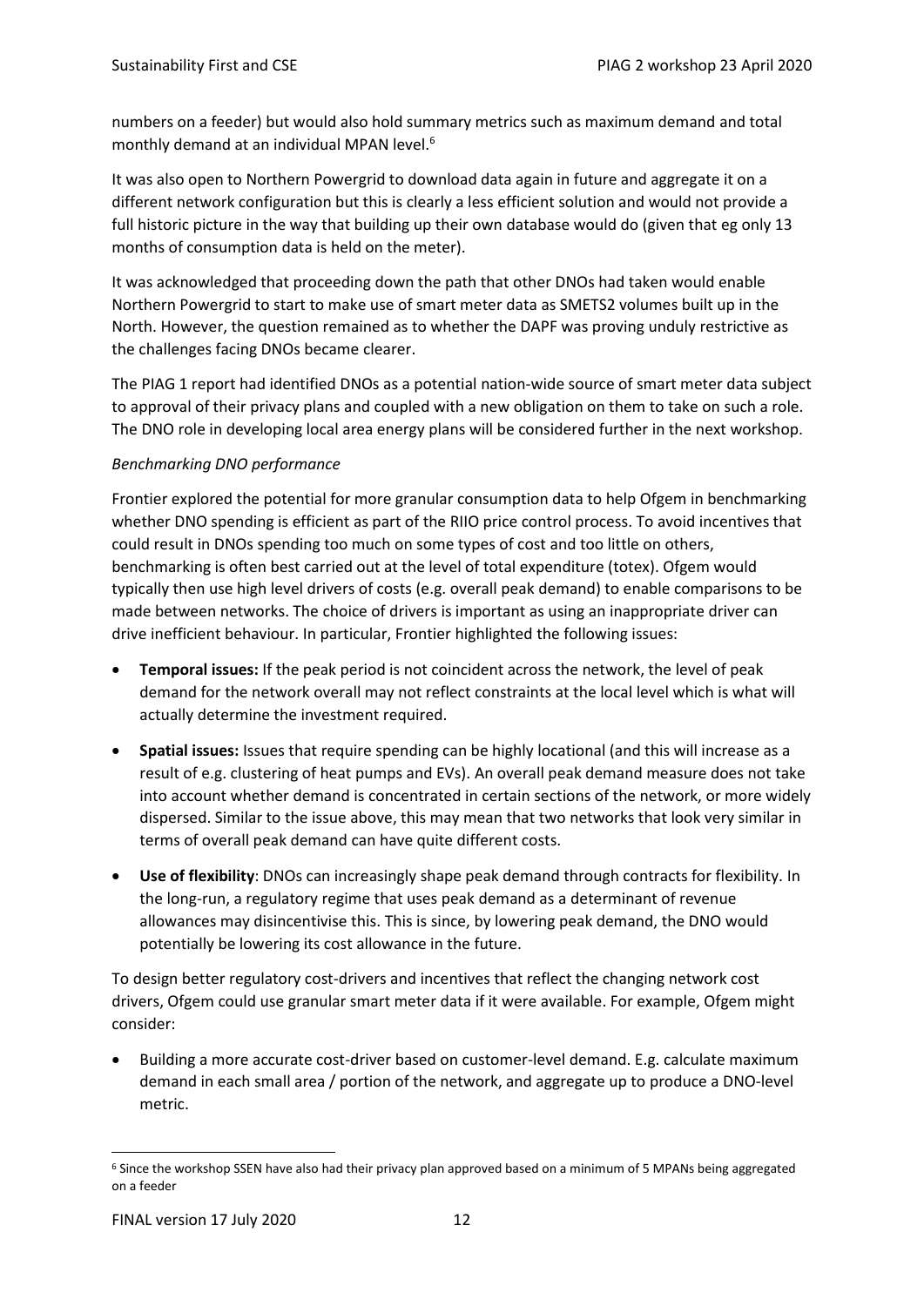numbers on a feeder) but would also hold summary metrics such as maximum demand and total monthly demand at an individual MPAN level.[6]

It was also open to Northern Powergrid to download data again in future and aggregate it on a different network configuration but this is clearly a less efficient solution and would not provide a full historic picture in the way that building up their own database would do (given that eg only 13 months of consumption data is held on the meter).

It was acknowledged that proceeding down the path that other DNOs had taken would enable Northern Powergrid to start to make use of smart meter data as SMETS2 volumes built up in the North. However, the question remained as to whether the DAPF was proving unduly restrictive as the challenges facing DNOs became clearer.

The PIAG 1 report had identified DNOs as a potential nation-wide source of smart meter data subject to approval of their privacy plans and coupled with a new obligation on them to take on such a role. The DNO role in developing local area energy plans will be considered further in the next workshop.

*Benchmarking DNO performance*

Frontier explored the potential for more granular consumption data to help Ofgem in benchmarking whether DNO spending is efficient as part of the RIIO price control process. To avoid incentives that could result in DNOs spending too much on some types of cost and too little on others, benchmarking is often best carried out at the level of total expenditure (totex). Ofgem would typically then use high level drivers of costs (e.g. overall peak demand) to enable comparisons to be made between networks. The choice of drivers is important as using an inappropriate driver can drive inefficient behaviour. In particular, Frontier highlighted the following issues:

- **Temporal issues:** If the peak period is not coincident across the network, the level of peak demand for the network overall may not reflect constraints at the local level which is what will actually determine the investment required.
- **Spatial issues:** Issues that require spending can be highly locational (and this will increase as a result of e.g. clustering of heat pumps and EVs). An overall peak demand measure does not take into account whether demand is concentrated in certain sections of the network, or more widely dispersed. Similar to the issue above, this may mean that two networks that look very similar in terms of overall peak demand can have quite different costs.
- **Use of flexibility**: DNOs can increasingly shape peak demand through contracts for flexibility. In the long-run, a regulatory regime that uses peak demand as a determinant of revenue allowances may disincentivise this. This is since, by lowering peak demand, the DNO would potentially be lowering its cost allowance in the future.

To design better regulatory cost-drivers and incentives that reflect the changing network cost drivers, Ofgem could use granular smart meter data if it were available. For example, Ofgem might consider:

- Building a more accurate cost-driver based on customer-level demand. E.g. calculate maximum demand in each small area / portion of the network, and aggregate up to produce a DNO-level metric.

[6] Since the workshop SSEN have also had their privacy plan approved based on a minimum of 5 MPANs being aggregated on a feeder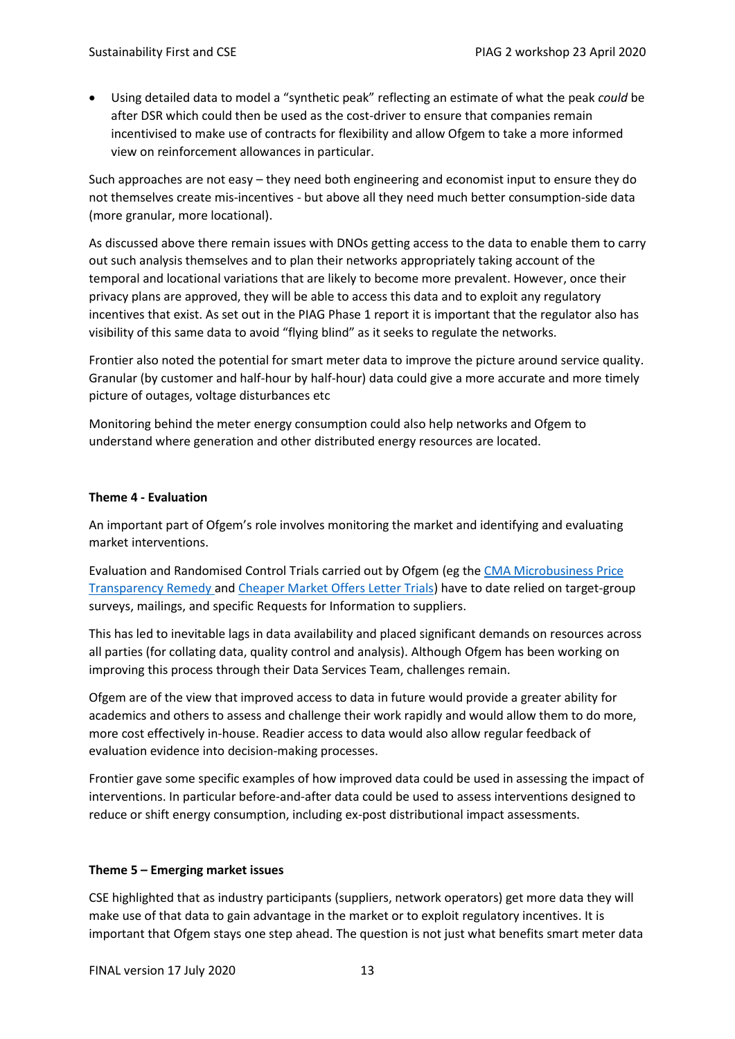- Using detailed data to model a "synthetic peak" reflecting an estimate of what the peak *could* be after DSR which could then be used as the cost-driver to ensure that companies remain incentivised to make use of contracts for flexibility and allow Ofgem to take a more informed view on reinforcement allowances in particular.

Such approaches are not easy – they need both engineering and economist input to ensure they do not themselves create mis-incentives - but above all they need much better consumption-side data (more granular, more locational).

As discussed above there remain issues with DNOs getting access to the data to enable them to carry out such analysis themselves and to plan their networks appropriately taking account of the temporal and locational variations that are likely to become more prevalent. However, once their privacy plans are approved, they will be able to access this data and to exploit any regulatory incentives that exist. As set out in the PIAG Phase 1 report it is important that the regulator also has visibility of this same data to avoid "flying blind" as it seeks to regulate the networks.

Frontier also noted the potential for smart meter data to improve the picture around service quality. Granular (by customer and half-hour by half-hour) data could give a more accurate and more timely picture of outages, voltage disturbances etc

Monitoring behind the meter energy consumption could also help networks and Ofgem to understand where generation and other distributed energy resources are located.

**Theme 4 - Evaluation**

An important part of Ofgem's role involves monitoring the market and identifying and evaluating market interventions.

Evaluation and Randomised Control Trials carried out by Ofgem (eg the CMA Microbusiness Price Transparency Remedy and Cheaper Market Offers Letter Trials) have to date relied on target-group surveys, mailings, and specific Requests for Information to suppliers.

This has led to inevitable lags in data availability and placed significant demands on resources across all parties (for collating data, quality control and analysis). Although Ofgem has been working on improving this process through their Data Services Team, challenges remain.

Ofgem are of the view that improved access to data in future would provide a greater ability for academics and others to assess and challenge their work rapidly and would allow them to do more, more cost effectively in-house. Readier access to data would also allow regular feedback of evaluation evidence into decision-making processes.

Frontier gave some specific examples of how improved data could be used in assessing the impact of interventions. In particular before-and-after data could be used to assess interventions designed to reduce or shift energy consumption, including ex-post distributional impact assessments.

**Theme 5 – Emerging market issues**

CSE highlighted that as industry participants (suppliers, network operators) get more data they will make use of that data to gain advantage in the market or to exploit regulatory incentives. It is important that Ofgem stays one step ahead. The question is not just what benefits smart meter data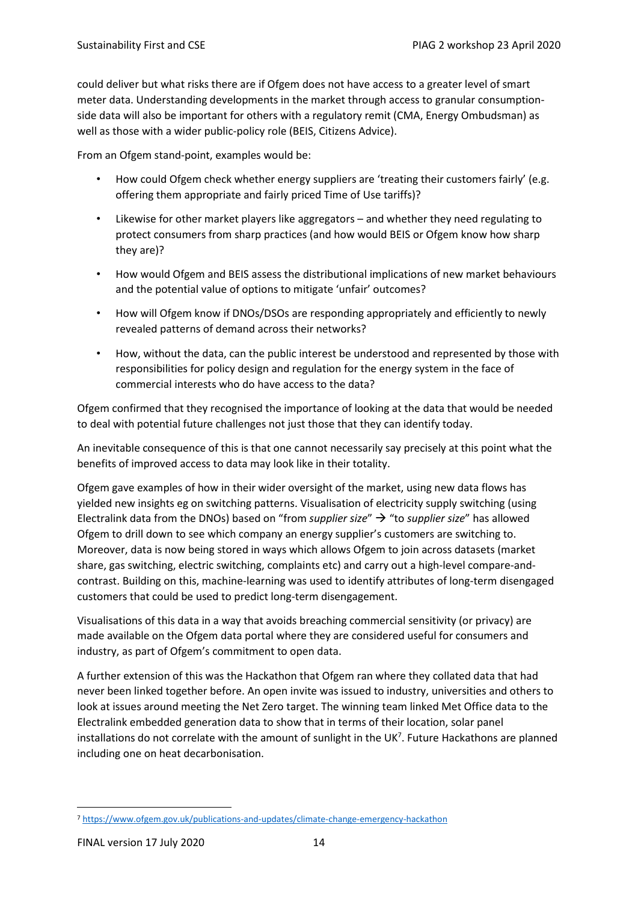could deliver but what risks there are if Ofgem does not have access to a greater level of smart meter data. Understanding developments in the market through access to granular consumption-side data will also be important for others with a regulatory remit (CMA, Energy Ombudsman) as well as those with a wider public-policy role (BEIS, Citizens Advice).

From an Ofgem stand-point, examples would be:

- How could Ofgem check whether energy suppliers are 'treating their customers fairly' (e.g. offering them appropriate and fairly priced Time of Use tariffs)?
- Likewise for other market players like aggregators – and whether they need regulating to protect consumers from sharp practices (and how would BEIS or Ofgem know how sharp they are)?
- How would Ofgem and BEIS assess the distributional implications of new market behaviours and the potential value of options to mitigate 'unfair' outcomes?
- How will Ofgem know if DNOs/DSOs are responding appropriately and efficiently to newly revealed patterns of demand across their networks?
- How, without the data, can the public interest be understood and represented by those with responsibilities for policy design and regulation for the energy system in the face of commercial interests who do have access to the data?

Ofgem confirmed that they recognised the importance of looking at the data that would be needed to deal with potential future challenges not just those that they can identify today.

An inevitable consequence of this is that one cannot necessarily say precisely at this point what the benefits of improved access to data may look like in their totality.

Ofgem gave examples of how in their wider oversight of the market, using new data flows has yielded new insights eg on switching patterns. Visualisation of electricity supply switching (using Electralink data from the DNOs) based on "from *supplier size*" → "to *supplier size*" has allowed Ofgem to drill down to see which company an energy supplier's customers are switching to. Moreover, data is now being stored in ways which allows Ofgem to join across datasets (market share, gas switching, electric switching, complaints etc) and carry out a high-level compare-and-contrast. Building on this, machine-learning was used to identify attributes of long-term disengaged customers that could be used to predict long-term disengagement.

Visualisations of this data in a way that avoids breaching commercial sensitivity (or privacy) are made available on the Ofgem data portal where they are considered useful for consumers and industry, as part of Ofgem's commitment to open data.

A further extension of this was the Hackathon that Ofgem ran where they collated data that had never been linked together before. An open invite was issued to industry, universities and others to look at issues around meeting the Net Zero target. The winning team linked Met Office data to the Electralink embedded generation data to show that in terms of their location, solar panel installations do not correlate with the amount of sunlight in the UK[7]. Future Hackathons are planned including one on heat decarbonisation.

[7] https://www.ofgem.gov.uk/publications-and-updates/climate-change-emergency-hackathon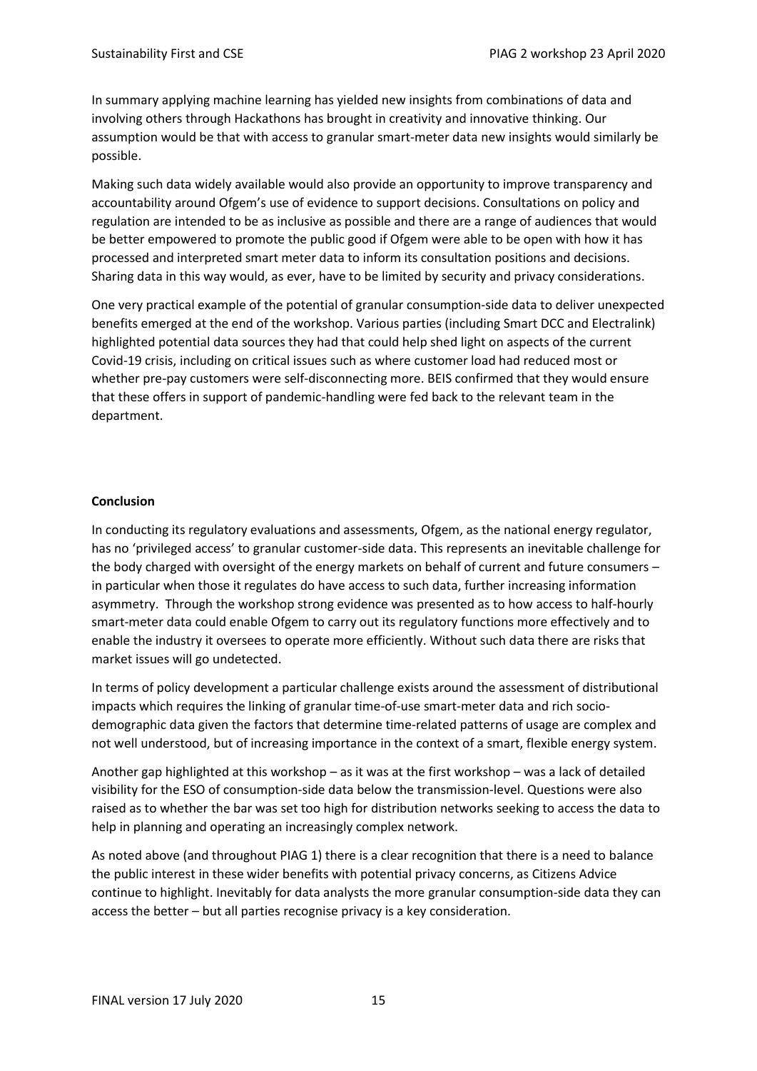In summary applying machine learning has yielded new insights from combinations of data and involving others through Hackathons has brought in creativity and innovative thinking. Our assumption would be that with access to granular smart-meter data new insights would similarly be possible.

Making such data widely available would also provide an opportunity to improve transparency and accountability around Ofgem's use of evidence to support decisions. Consultations on policy and regulation are intended to be as inclusive as possible and there are a range of audiences that would be better empowered to promote the public good if Ofgem were able to be open with how it has processed and interpreted smart meter data to inform its consultation positions and decisions. Sharing data in this way would, as ever, have to be limited by security and privacy considerations.

One very practical example of the potential of granular consumption-side data to deliver unexpected benefits emerged at the end of the workshop. Various parties (including Smart DCC and Electralink) highlighted potential data sources they had that could help shed light on aspects of the current Covid-19 crisis, including on critical issues such as where customer load had reduced most or whether pre-pay customers were self-disconnecting more. BEIS confirmed that they would ensure that these offers in support of pandemic-handling were fed back to the relevant team in the department.

**Conclusion**

In conducting its regulatory evaluations and assessments, Ofgem, as the national energy regulator, has no 'privileged access' to granular customer-side data. This represents an inevitable challenge for the body charged with oversight of the energy markets on behalf of current and future consumers – in particular when those it regulates do have access to such data, further increasing information asymmetry. Through the workshop strong evidence was presented as to how access to half-hourly smart-meter data could enable Ofgem to carry out its regulatory functions more effectively and to enable the industry it oversees to operate more efficiently. Without such data there are risks that market issues will go undetected.

In terms of policy development a particular challenge exists around the assessment of distributional impacts which requires the linking of granular time-of-use smart-meter data and rich socio-demographic data given the factors that determine time-related patterns of usage are complex and not well understood, but of increasing importance in the context of a smart, flexible energy system.

Another gap highlighted at this workshop – as it was at the first workshop – was a lack of detailed visibility for the ESO of consumption-side data below the transmission-level. Questions were also raised as to whether the bar was set too high for distribution networks seeking to access the data to help in planning and operating an increasingly complex network.

As noted above (and throughout PIAG 1) there is a clear recognition that there is a need to balance the public interest in these wider benefits with potential privacy concerns, as Citizens Advice continue to highlight. Inevitably for data analysts the more granular consumption-side data they can access the better – but all parties recognise privacy is a key consideration.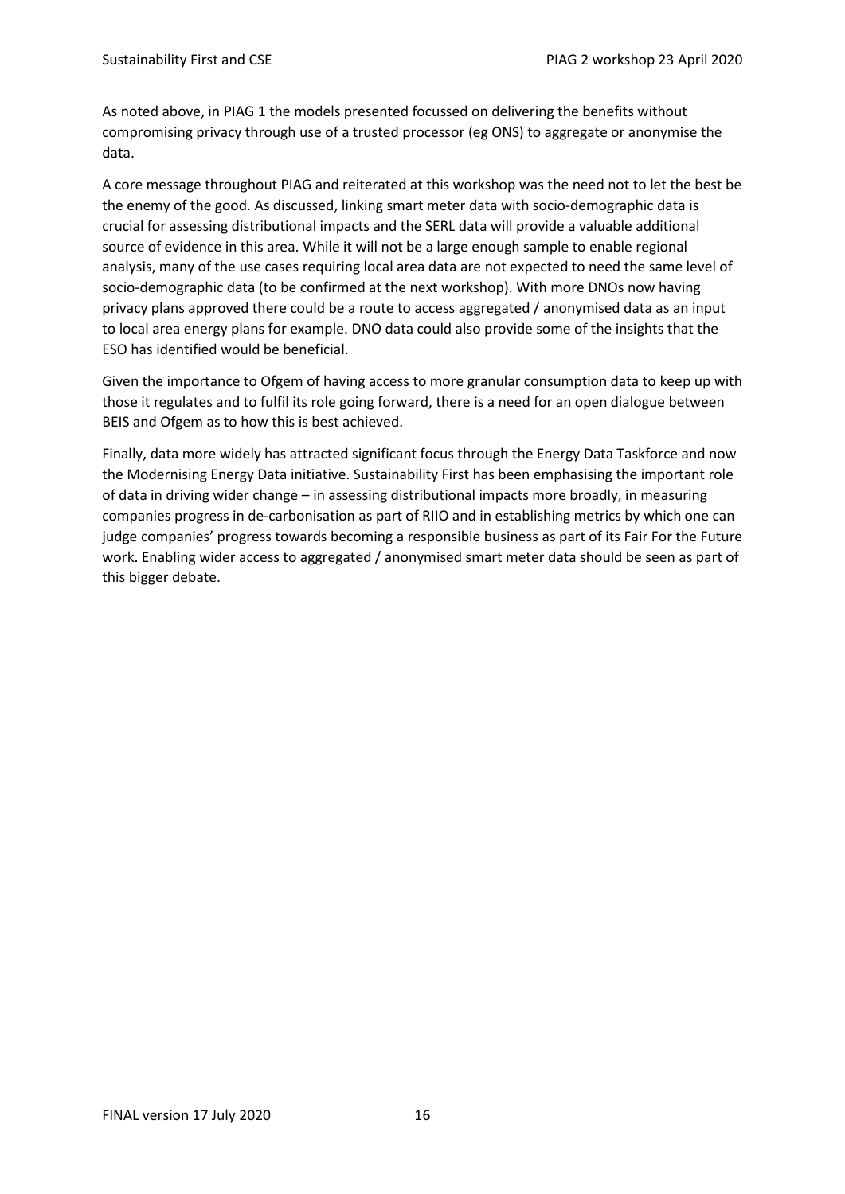As noted above, in PIAG 1 the models presented focussed on delivering the benefits without compromising privacy through use of a trusted processor (eg ONS) to aggregate or anonymise the data.

A core message throughout PIAG and reiterated at this workshop was the need not to let the best be the enemy of the good. As discussed, linking smart meter data with socio-demographic data is crucial for assessing distributional impacts and the SERL data will provide a valuable additional source of evidence in this area. While it will not be a large enough sample to enable regional analysis, many of the use cases requiring local area data are not expected to need the same level of socio-demographic data (to be confirmed at the next workshop). With more DNOs now having privacy plans approved there could be a route to access aggregated / anonymised data as an input to local area energy plans for example. DNO data could also provide some of the insights that the ESO has identified would be beneficial.

Given the importance to Ofgem of having access to more granular consumption data to keep up with those it regulates and to fulfil its role going forward, there is a need for an open dialogue between BEIS and Ofgem as to how this is best achieved.

Finally, data more widely has attracted significant focus through the Energy Data Taskforce and now the Modernising Energy Data initiative. Sustainability First has been emphasising the important role of data in driving wider change – in assessing distributional impacts more broadly, in measuring companies progress in de-carbonisation as part of RIIO and in establishing metrics by which one can judge companies' progress towards becoming a responsible business as part of its Fair For the Future work. Enabling wider access to aggregated / anonymised smart meter data should be seen as part of this bigger debate.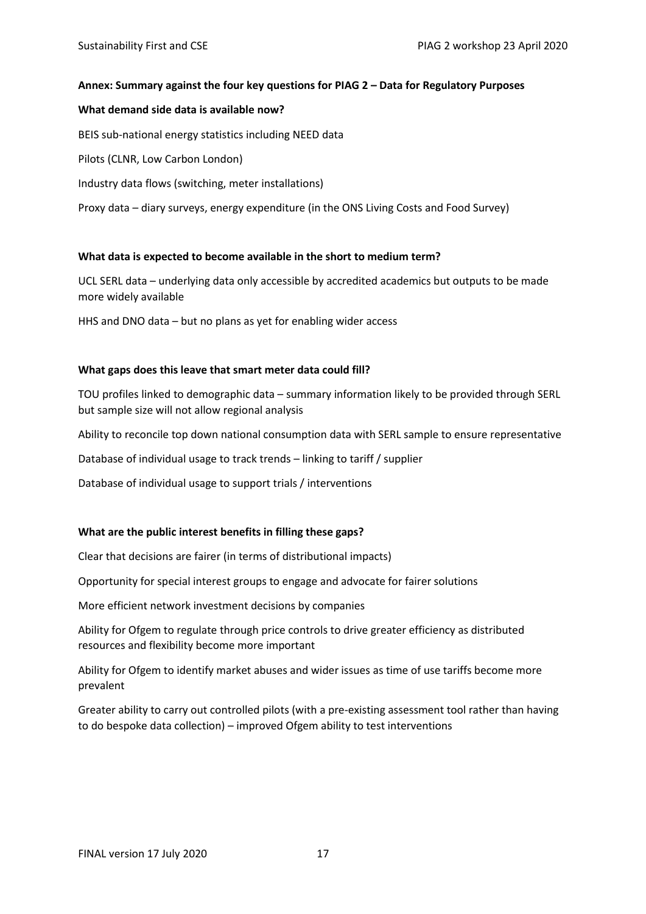**Annex: Summary against the four key questions for PIAG 2 – Data for Regulatory Purposes**

**What demand side data is available now?**

BEIS sub-national energy statistics including NEED data

Pilots (CLNR, Low Carbon London)

Industry data flows (switching, meter installations)

Proxy data – diary surveys, energy expenditure (in the ONS Living Costs and Food Survey)

**What data is expected to become available in the short to medium term?**

UCL SERL data – underlying data only accessible by accredited academics but outputs to be made more widely available

HHS and DNO data – but no plans as yet for enabling wider access

**What gaps does this leave that smart meter data could fill?**

TOU profiles linked to demographic data – summary information likely to be provided through SERL but sample size will not allow regional analysis

Ability to reconcile top down national consumption data with SERL sample to ensure representative

Database of individual usage to track trends – linking to tariff / supplier

Database of individual usage to support trials / interventions

**What are the public interest benefits in filling these gaps?**

Clear that decisions are fairer (in terms of distributional impacts)

Opportunity for special interest groups to engage and advocate for fairer solutions

More efficient network investment decisions by companies

Ability for Ofgem to regulate through price controls to drive greater efficiency as distributed resources and flexibility become more important

Ability for Ofgem to identify market abuses and wider issues as time of use tariffs become more prevalent

Greater ability to carry out controlled pilots (with a pre-existing assessment tool rather than having to do bespoke data collection) – improved Ofgem ability to test interventions